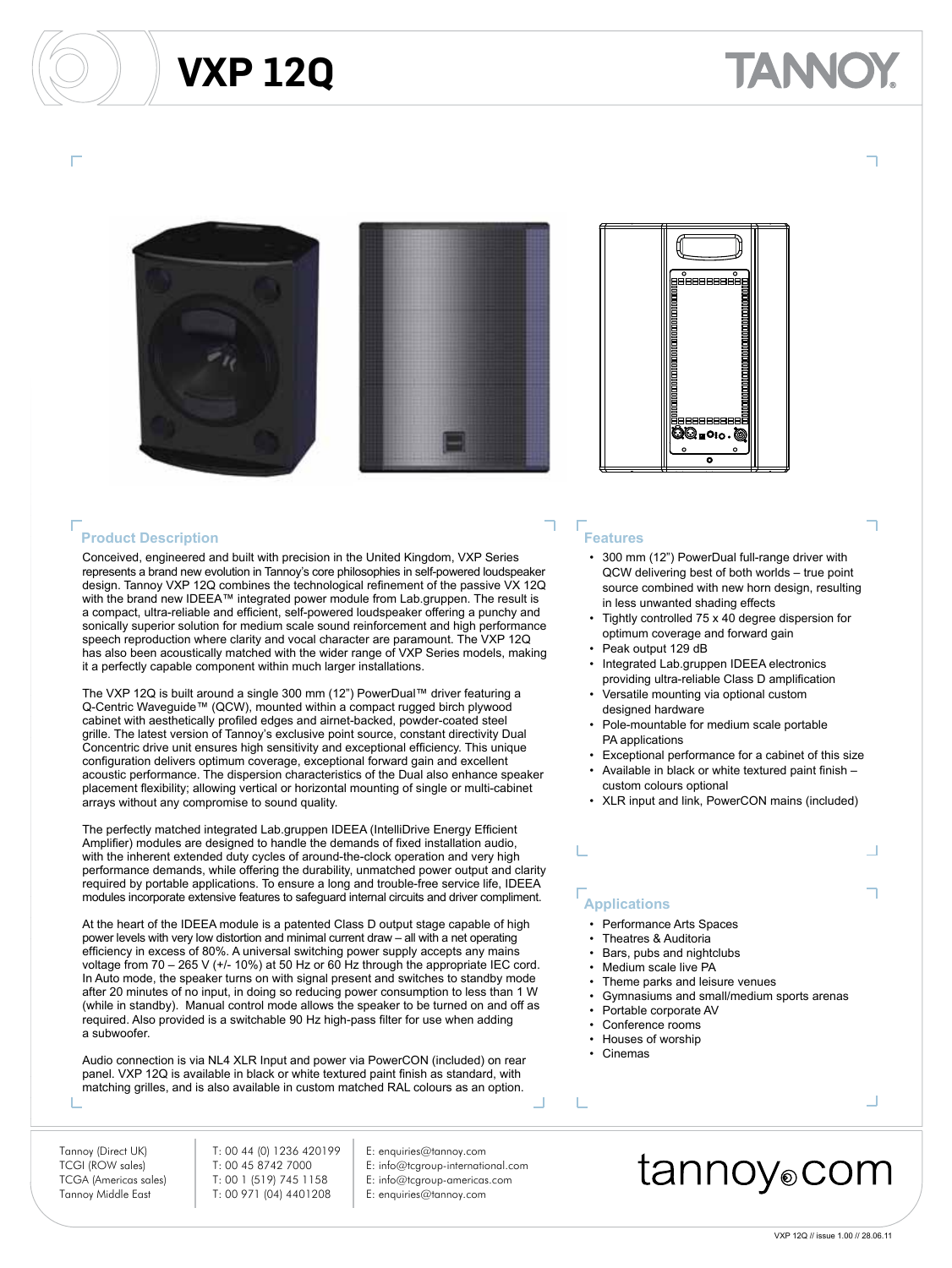# VXP 12Q

TANNOY

## Product Description

Conceived, engineered and built with precision in the United Kingdom, VXP Series represents a brand new evolution in Tannoy's core philosophies in self-powered loudspeaker design. Tannoy VXP 12Q combines the technological refinement of the passive VX 12Q with the brand new IDEEA™ integrated power module from Lab.gruppen. The result is a compact, ultra-reliable and efficient, self-powered loudspeaker offering a punchy and sonically superior solution for medium scale sound reinforcement and high performance speech reproduction where clarity and vocal character are paramount. The VXP 12Q has also been acoustically matched with the wider range of VXP Series models, making it a perfectly capable component within much larger installations.

The VXP 12Q is built around a single 300 mm (12") PowerDual™ driver featuring a Q-Centric Waveguide™ (QCW), mounted within a compact rugged birch plywood cabinet with aesthetically profiled edges and airnet-backed, powder-coated steel grille. The latest version of Tannoy's exclusive point source, constant directivity Dual Concentric drive unit ensures high sensitivity and exceptional efficiency. This unique configuration delivers optimum coverage, exceptional forward gain and excellent acoustic performance. The dispersion characteristics of the Dual also enhance speaker placement flexibility; allowing vertical or horizontal mounting of single or multi-cabinet arrays without any compromise to sound quality.

The perfectly matched integrated Lab.gruppen IDEEA (IntelliDrive Energy Efficient Amplifier) modules are designed to handle the demands of fixed installation audio, with the inherent extended duty cycles of around-the-clock operation and very high performance demands, while offering the durability, unmatched power output and clarity required by portable applications. To ensure a long and trouble-free service life, IDEEA modules incorporate extensive features to safeguard internal circuits and driver compliment.

At the heart of the IDEEA module is a patented Class D output stage capable of high power levels with very low distortion and minimal current draw – all with a net operating efficiency in excess of 80%. A universal switching power supply accepts any mains voltage from 70 – 265 V (+/- 10%) at 50 Hz or 60 Hz through the appropriate IEC cord. In Auto mode, the speaker turns on with signal present and switches to standby mode after 20 minutes of no input, in doing so reducing power consumption to less than 1 W (while in standby). Manual control mode allows the speaker to be turned on and off as required. Also provided is a switchable 90 Hz high-pass filter for use when adding a subwoofer.

Audio connection is via NL4 XLR Input and power via PowerCON (included) on rear panel. VXP 12Q is available in black or white textured paint finish as standard, with matching grilles, and is also available in custom matched RAL colours as an option.

## Features

- 300 mm (12") PowerDual full-range driver with QCW delivering best of both worlds – true point source combined with new horn design, resulting in less unwanted shading effects
- Tightly controlled 75 x 40 degree dispersion for optimum coverage and forward gain
- Peak output 129 dB
- Integrated Lab.gruppen IDEEA electronics providing ultra-reliable Class D amplification
- Versatile mounting via optional custom designed hardware
- Pole-mountable for medium scale portable PA applications
- Exceptional performance for a cabinet of this size
- Available in black or white textured paint finish – custom colours optional
- XLR input and link, PowerCON mains (included)

## Applications

- Performance Arts Spaces
- Theatres & Auditoria
- Bars, pubs and nightclubs
- Medium scale live PA
- Theme parks and leisure venues
- Gymnasiums and small/medium sports arenas
- Portable corporate AV
- Conference rooms
- Houses of worship
- Cinemas

| | | |
|---|---|---|
| Tannoy (Direct UK) | T: 00 44 (0) 1236 420199 | E: enquiries@tannoy.com |
| TCGI (ROW sales) | T: 00 45 8742 7000 | E: info@tcgroup-international.com |
| TCGA (Americas sales) | T: 00 1 (519) 745 1158 | E: info@tcgroup-americas.com |
| Tannoy Middle East | T: 00 971 (04) 4401208 | E: enquiries@tannoy.com |

tannoy.com

VXP 12Q // issue 1.00 // 28.06.11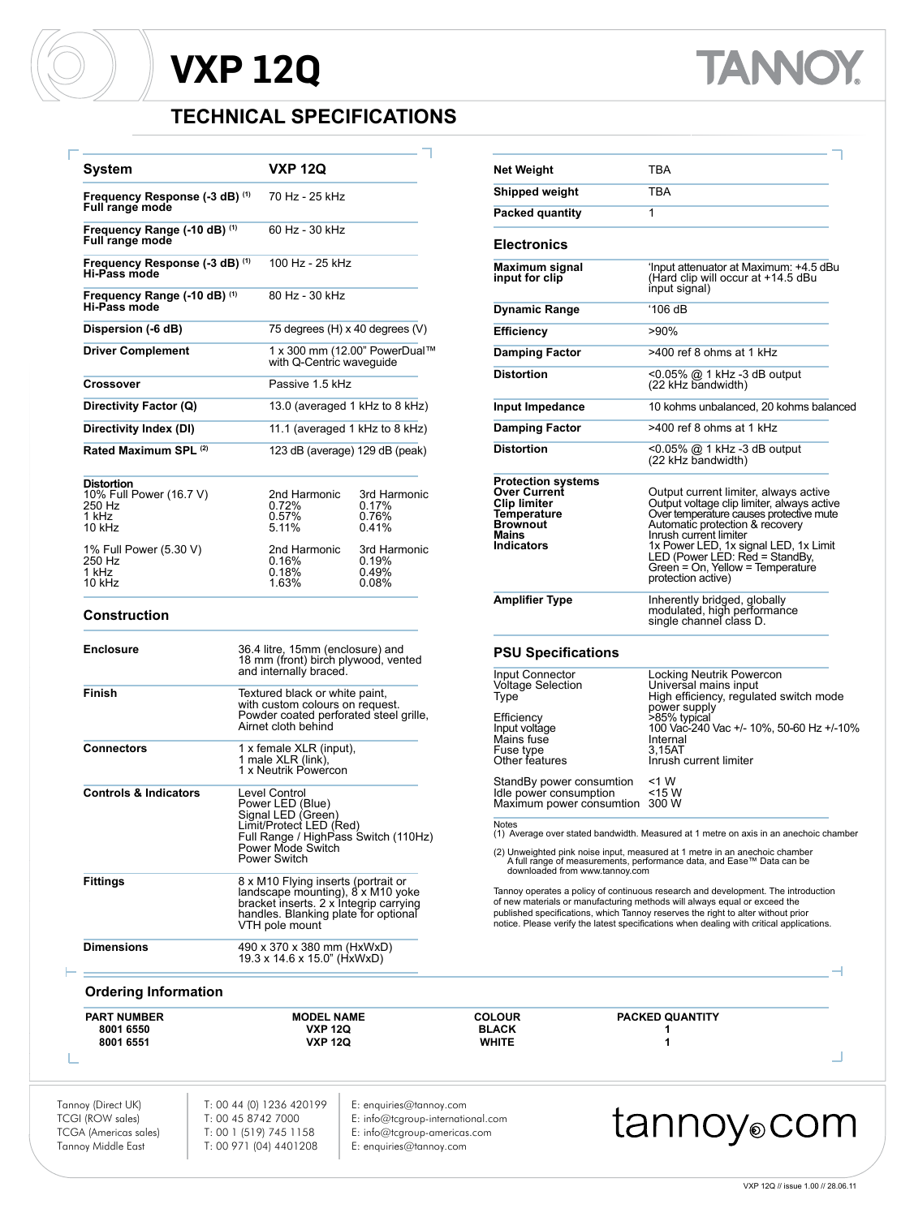# VXP 12Q

## TECHNICAL SPECIFICATIONS

| System | VXP 12Q |
|---|---|
| Frequency Response (-3 dB) [(1)] Full range mode | 70 Hz - 25 kHz |
| Frequency Range (-10 dB) [(1)] Full range mode | 60 Hz - 30 kHz |
| Frequency Response (-3 dB) [(1)] Hi-Pass mode | 100 Hz - 25 kHz |
| Frequency Range (-10 dB) [(1)] Hi-Pass mode | 80 Hz - 30 kHz |
| Dispersion (-6 dB) | 75 degrees (H) x 40 degrees (V) |
| Driver Complement | 1 x 300 mm (12.00" PowerDual™ with Q-Centric waveguide |
| Crossover | Passive 1.5 kHz |
| Directivity Factor (Q) | 13.0 (averaged 1 kHz to 8 kHz) |
| Directivity Index (DI) | 11.1 (averaged 1 kHz to 8 kHz) |
| Rated Maximum SPL [(2)] | 123 dB (average) 129 dB (peak) |

| Distortion | | |
|---|---|---|
| 10% Full Power (16.7 V) | 2nd Harmonic | 3rd Harmonic |
| 250 Hz | 0.72% | 0.17% |
| 1 kHz | 0.57% | 0.76% |
| 10 kHz | 5.11% | 0.41% |
| 1% Full Power (5.30 V) | 2nd Harmonic | 3rd Harmonic |
| 250 Hz | 0.16% | 0.19% |
| 1 kHz | 0.18% | 0.49% |
| 10 kHz | 1.63% | 0.08% |

### Construction

| | |
|---|---|
| Enclosure | 36.4 litre, 15mm (enclosure) and 18 mm (front) birch plywood, vented and internally braced. |
| Finish | Textured black or white paint, with custom colours on request. Powder coated perforated steel grille, Airnet cloth behind |
| Connectors | 1 x female XLR (input), 1 male XLR (link), 1 x Neutrik Powercon |
| Controls & Indicators | Level Control<br>Power LED (Blue)<br>Signal LED (Green)<br>Limit/Protect LED (Red)<br>Full Range / HighPass Switch (110Hz)<br>Power Mode Switch<br>Power Switch |
| Fittings | 8 x M10 Flying inserts (portrait or landscape mounting), 8 x M10 yoke bracket inserts. 2 x Integrip carrying handles. Blanking plate for optional VTH pole mount |
| Dimensions | 490 x 370 x 380 mm (HxWxD)<br>19.3 x 14.6 x 15.0" (HxWxD) |

| | |
|---|---|
| Net Weight | TBA |
| Shipped weight | TBA |
| Packed quantity | 1 |

### Electronics

| | |
|---|---|
| Maximum signal input for clip | 'Input attenuator at Maximum: +4.5 dBu (Hard clip will occur at +14.5 dBu input signal) |
| Dynamic Range | '106 dB |
| Efficiency | >90% |
| Damping Factor | >400 ref 8 ohms at 1 kHz |
| Distortion | <0.05% @ 1 kHz -3 dB output (22 kHz bandwidth) |
| Input Impedance | 10 kohms unbalanced, 20 kohms balanced |
| Damping Factor | >400 ref 8 ohms at 1 kHz |
| Distortion | <0.05% @ 1 kHz -3 dB output (22 kHz bandwidth) |
| Protection systems | |
| Over Current | Output current limiter, always active |
| Clip limiter | Output voltage clip limiter, always active |
| Temperature | Over temperature causes protective mute |
| Brownout | Automatic protection & recovery |
| Mains | Inrush current limiter |
| Indicators | 1x Power LED, 1x signal LED, 1x Limit LED (Power LED: Red = StandBy, Green = On, Yellow = Temperature protection active) |
| Amplifier Type | Inherently bridged, globally modulated, high performance single channel class D. |

### PSU Specifications

| | |
|---|---|
| Input Connector | Locking Neutrik Powercon |
| Voltage Selection | Universal mains input |
| Type | High efficiency, regulated switch mode power supply |
| Efficiency | >85% typical |
| Input voltage | 100 Vac-240 Vac +/- 10%, 50-60 Hz +/-10% |
| Mains fuse | Internal |
| Fuse type | 3,15AT |
| Other features | Inrush current limiter |
| StandBy power consumption | <1 W |
| Idle power consumption | <15 W |
| Maximum power consumtion | 300 W |

Notes

(1) Average over stated bandwidth. Measured at 1 metre on axis in an anechoic chamber

(2) Unweighted pink noise input, measured at 1 metre in an anechoic chamber
A full range of measurements, performance data, and Ease™ Data can be downloaded from www.tannoy.com

Tannoy operates a policy of continuous research and development. The introduction of new materials or manufacturing methods will always equal or exceed the published specifications, which Tannoy reserves the right to alter without prior notice. Please verify the latest specifications when dealing with critical applications.

### Ordering Information

| PART NUMBER | MODEL NAME | COLOUR | PACKED QUANTITY |
|---|---|---|---|
| 8001 6550 | VXP 12Q | BLACK | 1 |
| 8001 6551 | VXP 12Q | WHITE | 1 |

| | | |
|---|---|---|
| Tannoy (Direct UK) | T: 00 44 (0) 1236 420199 | E: enquiries@tannoy.com |
| TCGI (ROW sales) | T: 00 45 8742 7000 | E: info@tcgroup-international.com |
| TCGA (Americas sales) | T: 00 1 (519) 745 1158 | E: info@tcgroup-americas.com |
| Tannoy Middle East | T: 00 971 (04) 4401208 | E: enquiries@tannoy.com |

tannoy.com

VXP 12Q // issue 1.00 // 28.06.11